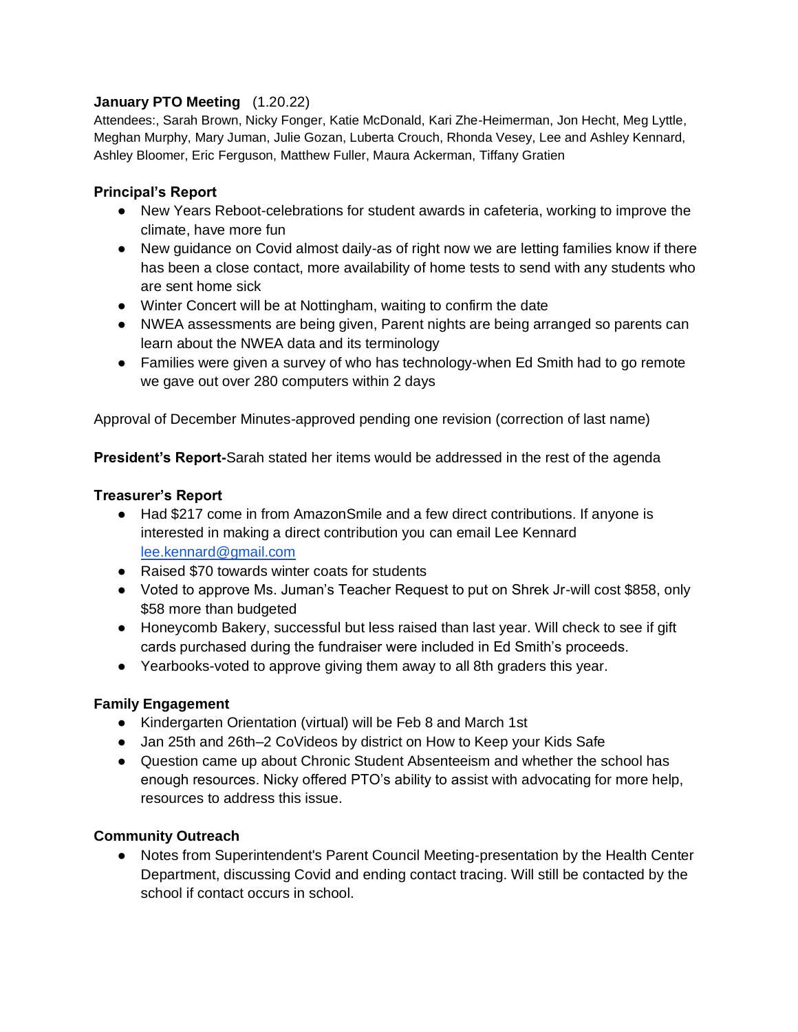**January PTO Meeting** (1.20.22)

Attendees:, Sarah Brown, Nicky Fonger, Katie McDonald, Kari Zhe-Heimerman, Jon Hecht, Meg Lyttle, Meghan Murphy, Mary Juman, Julie Gozan, Luberta Crouch, Rhonda Vesey, Lee and Ashley Kennard, Ashley Bloomer, Eric Ferguson, Matthew Fuller, Maura Ackerman, Tiffany Gratien

**Principal's Report**

- New Years Reboot-celebrations for student awards in cafeteria, working to improve the climate, have more fun
- New guidance on Covid almost daily-as of right now we are letting families know if there has been a close contact, more availability of home tests to send with any students who are sent home sick
- Winter Concert will be at Nottingham, waiting to confirm the date
- NWEA assessments are being given, Parent nights are being arranged so parents can learn about the NWEA data and its terminology
- Families were given a survey of who has technology-when Ed Smith had to go remote we gave out over 280 computers within 2 days

Approval of December Minutes-approved pending one revision (correction of last name)

**President's Report-**Sarah stated her items would be addressed in the rest of the agenda

**Treasurer's Report**

- Had $217 come in from AmazonSmile and a few direct contributions. If anyone is interested in making a direct contribution you can email Lee Kennard lee.kennard@gmail.com
- Raised $70 towards winter coats for students
- Voted to approve Ms. Juman's Teacher Request to put on Shrek Jr-will cost $858, only $58 more than budgeted
- Honeycomb Bakery, successful but less raised than last year. Will check to see if gift cards purchased during the fundraiser were included in Ed Smith's proceeds.
- Yearbooks-voted to approve giving them away to all 8th graders this year.

**Family Engagement**

- Kindergarten Orientation (virtual) will be Feb 8 and March 1st
- Jan 25th and 26th–2 CoVideos by district on How to Keep your Kids Safe
- Question came up about Chronic Student Absenteeism and whether the school has enough resources. Nicky offered PTO's ability to assist with advocating for more help, resources to address this issue.

**Community Outreach**

- Notes from Superintendent's Parent Council Meeting-presentation by the Health Center Department, discussing Covid and ending contact tracing. Will still be contacted by the school if contact occurs in school.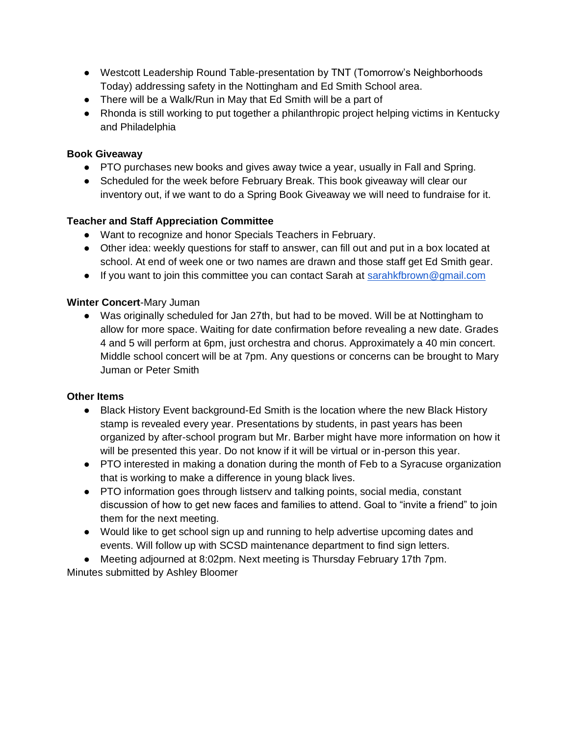- Westcott Leadership Round Table-presentation by TNT (Tomorrow's Neighborhoods Today) addressing safety in the Nottingham and Ed Smith School area.
- There will be a Walk/Run in May that Ed Smith will be a part of
- Rhonda is still working to put together a philanthropic project helping victims in Kentucky and Philadelphia

**Book Giveaway**

- PTO purchases new books and gives away twice a year, usually in Fall and Spring.
- Scheduled for the week before February Break. This book giveaway will clear our inventory out, if we want to do a Spring Book Giveaway we will need to fundraise for it.

**Teacher and Staff Appreciation Committee**

- Want to recognize and honor Specials Teachers in February.
- Other idea: weekly questions for staff to answer, can fill out and put in a box located at school. At end of week one or two names are drawn and those staff get Ed Smith gear.
- If you want to join this committee you can contact Sarah at sarahkfbrown@gmail.com

**Winter Concert**-Mary Juman

- Was originally scheduled for Jan 27th, but had to be moved. Will be at Nottingham to allow for more space. Waiting for date confirmation before revealing a new date. Grades 4 and 5 will perform at 6pm, just orchestra and chorus. Approximately a 40 min concert. Middle school concert will be at 7pm. Any questions or concerns can be brought to Mary Juman or Peter Smith

**Other Items**

- Black History Event background-Ed Smith is the location where the new Black History stamp is revealed every year. Presentations by students, in past years has been organized by after-school program but Mr. Barber might have more information on how it will be presented this year. Do not know if it will be virtual or in-person this year.
- PTO interested in making a donation during the month of Feb to a Syracuse organization that is working to make a difference in young black lives.
- PTO information goes through listserv and talking points, social media, constant discussion of how to get new faces and families to attend. Goal to "invite a friend" to join them for the next meeting.
- Would like to get school sign up and running to help advertise upcoming dates and events. Will follow up with SCSD maintenance department to find sign letters.
- Meeting adjourned at 8:02pm. Next meeting is Thursday February 17th 7pm.

Minutes submitted by Ashley Bloomer